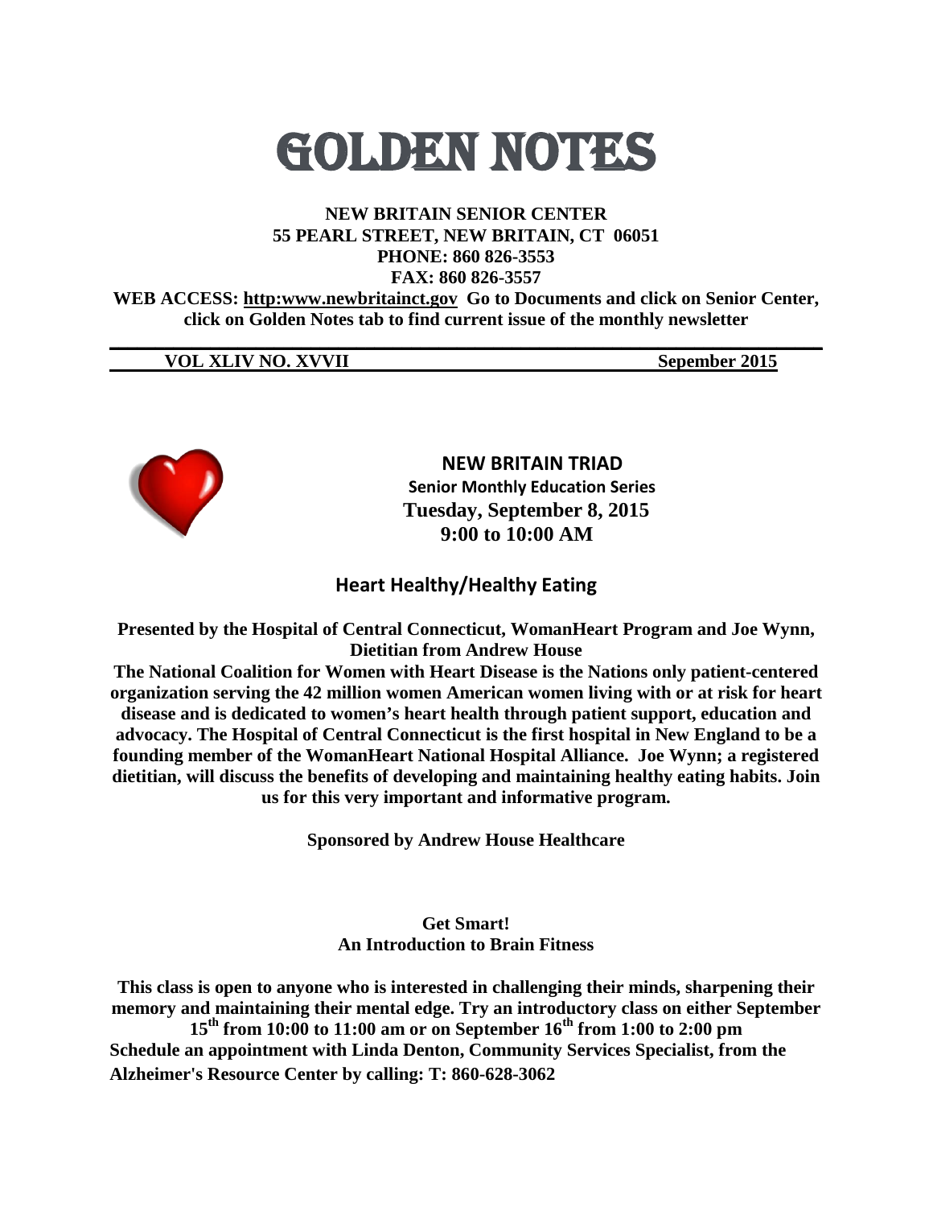# GOLDEN NOTES

**NEW BRITAIN SENIOR CENTER**
**55 PEARL STREET, NEW BRITAIN, CT 06051**
**PHONE: 860 826-3553**
**FAX: 860 826-3557**

**WEB ACCESS: http:www.newbritainct.gov Go to Documents and click on Senior Center, click on Golden Notes tab to find current issue of the monthly newsletter**

**VOL XLIV NO. XVVII** **Sepember 2015**

## NEW BRITAIN TRIAD

**Senior Monthly Education Series**
**Tuesday, September 8, 2015**
**9:00 to 10:00 AM**

### Heart Healthy/Healthy Eating

**Presented by the Hospital of Central Connecticut, WomanHeart Program and Joe Wynn, Dietitian from Andrew House**

**The National Coalition for Women with Heart Disease is the Nations only patient-centered organization serving the 42 million women American women living with or at risk for heart disease and is dedicated to women's heart health through patient support, education and advocacy. The Hospital of Central Connecticut is the first hospital in New England to be a founding member of the WomanHeart National Hospital Alliance. Joe Wynn; a registered dietitian, will discuss the benefits of developing and maintaining healthy eating habits. Join us for this very important and informative program.**

**Sponsored by Andrew House Healthcare**

### Get Smart!
### An Introduction to Brain Fitness

**This class is open to anyone who is interested in challenging their minds, sharpening their memory and maintaining their mental edge. Try an introductory class on either September 15th from 10:00 to 11:00 am or on September 16th from 1:00 to 2:00 pm**
**Schedule an appointment with Linda Denton, Community Services Specialist, from the Alzheimer's Resource Center by calling: T: 860-628-3062**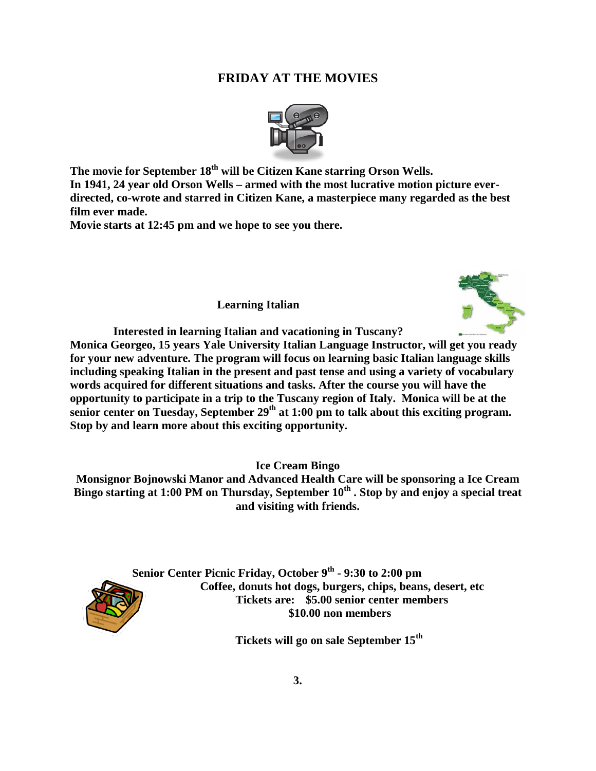# FRIDAY AT THE MOVIES

**The movie for September 18th will be Citizen Kane starring Orson Wells.**
**In 1941, 24 year old Orson Wells – armed with the most lucrative motion picture ever-directed, co-wrote and starred in Citizen Kane, a masterpiece many regarded as the best film ever made.**
**Movie starts at 12:45 pm and we hope to see you there.**

## Learning Italian

**Interested in learning Italian and vacationing in Tuscany?**
**Monica Georgeo, 15 years Yale University Italian Language Instructor, will get you ready for your new adventure. The program will focus on learning basic Italian language skills including speaking Italian in the present and past tense and using a variety of vocabulary words acquired for different situations and tasks. After the course you will have the opportunity to participate in a trip to the Tuscany region of Italy. Monica will be at the senior center on Tuesday, September 29th at 1:00 pm to talk about this exciting program. Stop by and learn more about this exciting opportunity.**

## Ice Cream Bingo

**Monsignor Bojnowski Manor and Advanced Health Care will be sponsoring a Ice Cream Bingo starting at 1:00 PM on Thursday, September 10th . Stop by and enjoy a special treat and visiting with friends.**

**Senior Center Picnic Friday, October 9th - 9:30 to 2:00 pm**
**Coffee, donuts hot dogs, burgers, chips, beans, desert, etc**
**Tickets are: $5.00 senior center members**
**$10.00 non members**

**Tickets will go on sale September 15th**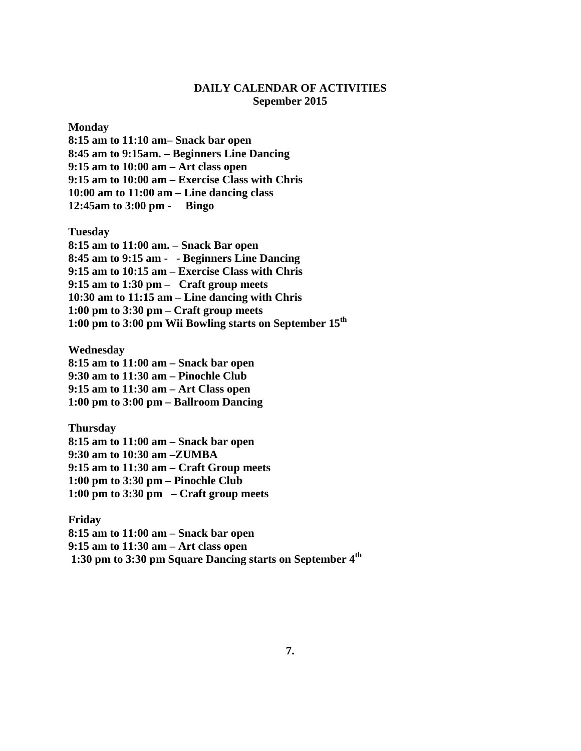**DAILY CALENDAR OF ACTIVITIES**
**Sepember 2015**

**Monday**
**8:15 am to 11:10 am– Snack bar open**
**8:45 am to 9:15am. – Beginners Line Dancing**
**9:15 am to 10:00 am – Art class open**
**9:15 am to 10:00 am – Exercise Class with Chris**
**10:00 am to 11:00 am – Line dancing class**
**12:45am to 3:00 pm - Bingo**

**Tuesday**
**8:15 am to 11:00 am. – Snack Bar open**
**8:45 am to 9:15 am - - Beginners Line Dancing**
**9:15 am to 10:15 am – Exercise Class with Chris**
**9:15 am to 1:30 pm – Craft group meets**
**10:30 am to 11:15 am – Line dancing with Chris**
**1:00 pm to 3:30 pm – Craft group meets**
**1:00 pm to 3:00 pm Wii Bowling starts on September 15th**

**Wednesday**
**8:15 am to 11:00 am – Snack bar open**
**9:30 am to 11:30 am – Pinochle Club**
**9:15 am to 11:30 am – Art Class open**
**1:00 pm to 3:00 pm – Ballroom Dancing**

**Thursday**
**8:15 am to 11:00 am – Snack bar open**
**9:30 am to 10:30 am –ZUMBA**
**9:15 am to 11:30 am – Craft Group meets**
**1:00 pm to 3:30 pm – Pinochle Club**
**1:00 pm to 3:30 pm – Craft group meets**

**Friday**
**8:15 am to 11:00 am – Snack bar open**
**9:15 am to 11:30 am – Art class open**
**1:30 pm to 3:30 pm Square Dancing starts on September 4th**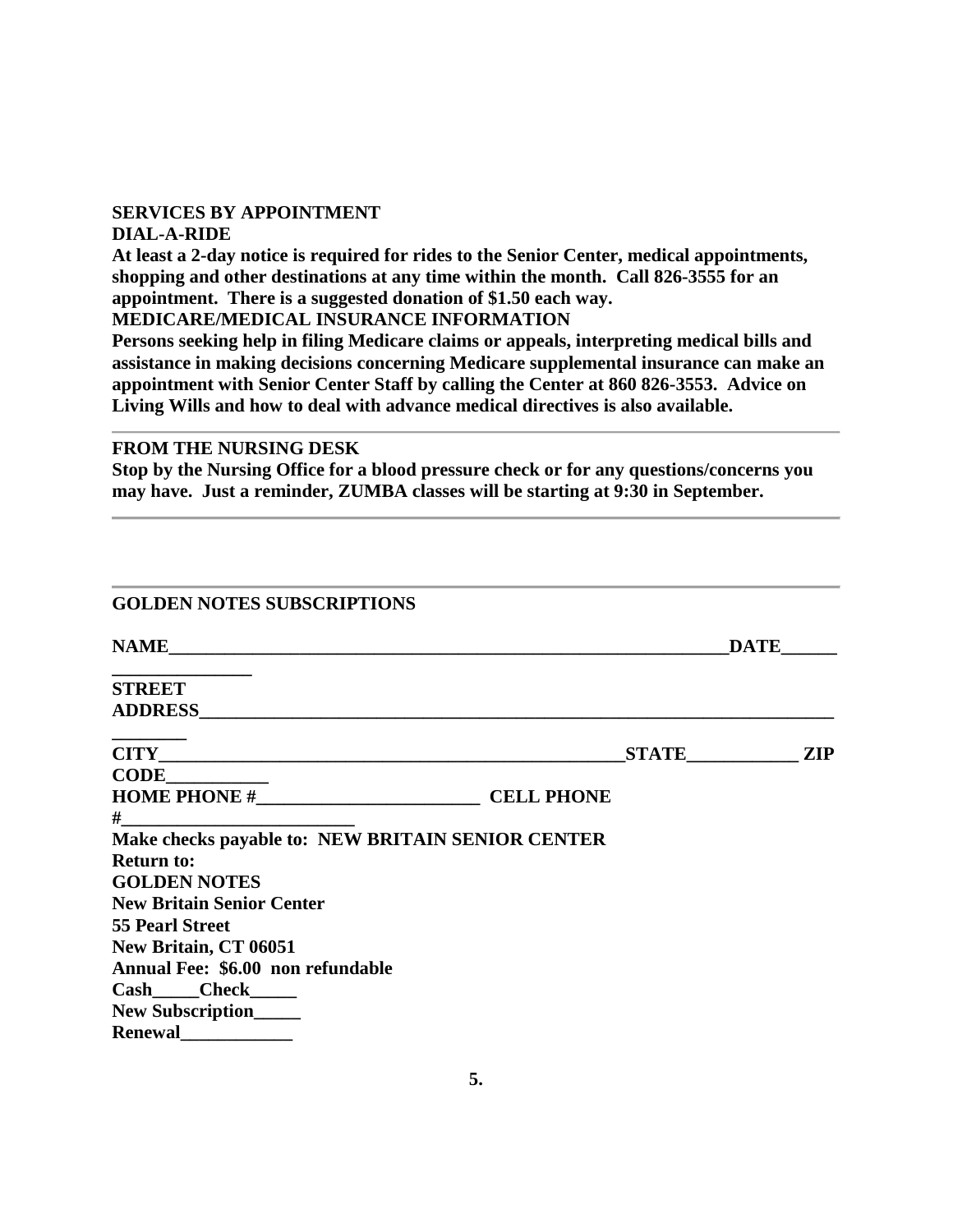## SERVICES BY APPOINTMENT

### DIAL-A-RIDE

**At least a 2-day notice is required for rides to the Senior Center, medical appointments, shopping and other destinations at any time within the month. Call 826-3555 for an appointment. There is a suggested donation of $1.50 each way.**

### MEDICARE/MEDICAL INSURANCE INFORMATION

**Persons seeking help in filing Medicare claims or appeals, interpreting medical bills and assistance in making decisions concerning Medicare supplemental insurance can make an appointment with Senior Center Staff by calling the Center at 860 826-3553. Advice on Living Wills and how to deal with advance medical directives is also available.**

---

## FROM THE NURSING DESK

**Stop by the Nursing Office for a blood pressure check or for any questions/concerns you may have. Just a reminder, ZUMBA classes will be starting at 9:30 in September.**

---

---

## GOLDEN NOTES SUBSCRIPTIONS

**NAME_______________________________________________________________DATE_____________________**

**STREET ADDRESS___________________________________________________________________________**

**CITY_________________________________________________STATE____________ ZIP CODE___________**

**HOME PHONE #________________________ CELL PHONE #_________________________**

**Make checks payable to: NEW BRITAIN SENIOR CENTER**

**Return to:**
**GOLDEN NOTES**
**New Britain Senior Center**
**55 Pearl Street**
**New Britain, CT 06051**

**Annual Fee: $6.00 non refundable**

**Cash_____Check_____**

**New Subscription_____**

**Renewal____________**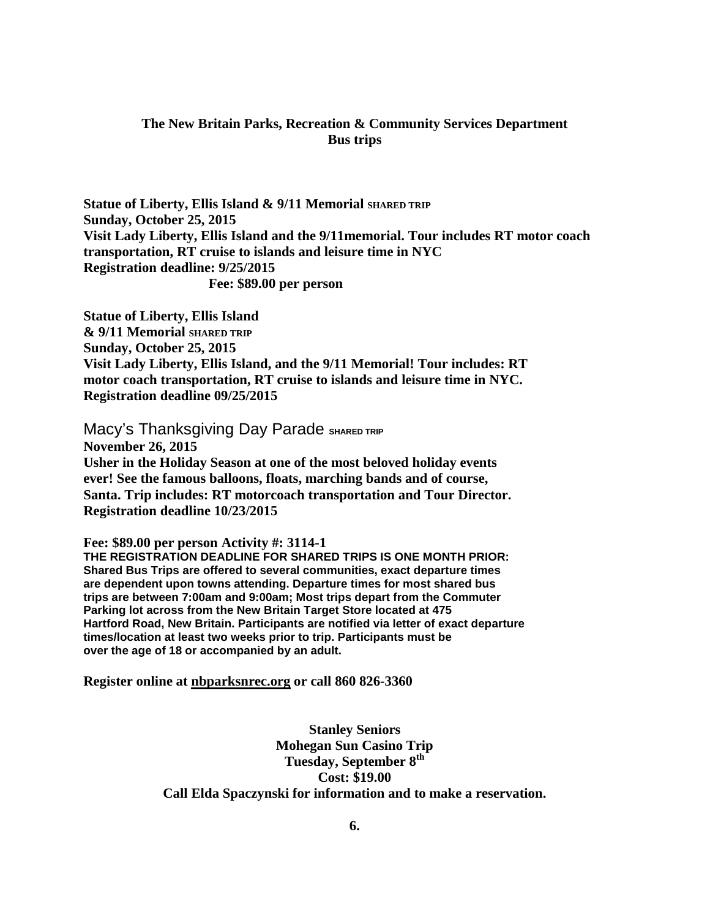**The New Britain Parks, Recreation & Community Services Department**
**Bus trips**

**Statue of Liberty, Ellis Island & 9/11 Memorial SHARED TRIP**
**Sunday, October 25, 2015**
**Visit Lady Liberty, Ellis Island and the 9/11memorial. Tour includes RT motor coach transportation, RT cruise to islands and leisure time in NYC**
**Registration deadline: 9/25/2015**
**Fee: $89.00 per person**

**Statue of Liberty, Ellis Island**
**& 9/11 Memorial SHARED TRIP**
**Sunday, October 25, 2015**
**Visit Lady Liberty, Ellis Island, and the 9/11 Memorial! Tour includes: RT motor coach transportation, RT cruise to islands and leisure time in NYC.**
**Registration deadline 09/25/2015**

Macy's Thanksgiving Day Parade **SHARED TRIP**
**November 26, 2015**
**Usher in the Holiday Season at one of the most beloved holiday events ever! See the famous balloons, floats, marching bands and of course, Santa. Trip includes: RT motorcoach transportation and Tour Director.**
**Registration deadline 10/23/2015**

**Fee: $89.00 per person Activity #: 3114-1**
**THE REGISTRATION DEADLINE FOR SHARED TRIPS IS ONE MONTH PRIOR: Shared Bus Trips are offered to several communities, exact departure times are dependent upon towns attending. Departure times for most shared bus trips are between 7:00am and 9:00am; Most trips depart from the Commuter Parking lot across from the New Britain Target Store located at 475 Hartford Road, New Britain. Participants are notified via letter of exact departure times/location at least two weeks prior to trip. Participants must be over the age of 18 or accompanied by an adult.**

**Register online at nbparksnrec.org or call 860 826-3360**

**Stanley Seniors**
**Mohegan Sun Casino Trip**
**Tuesday, September 8th**
**Cost: $19.00**
**Call Elda Spaczynski for information and to make a reservation.**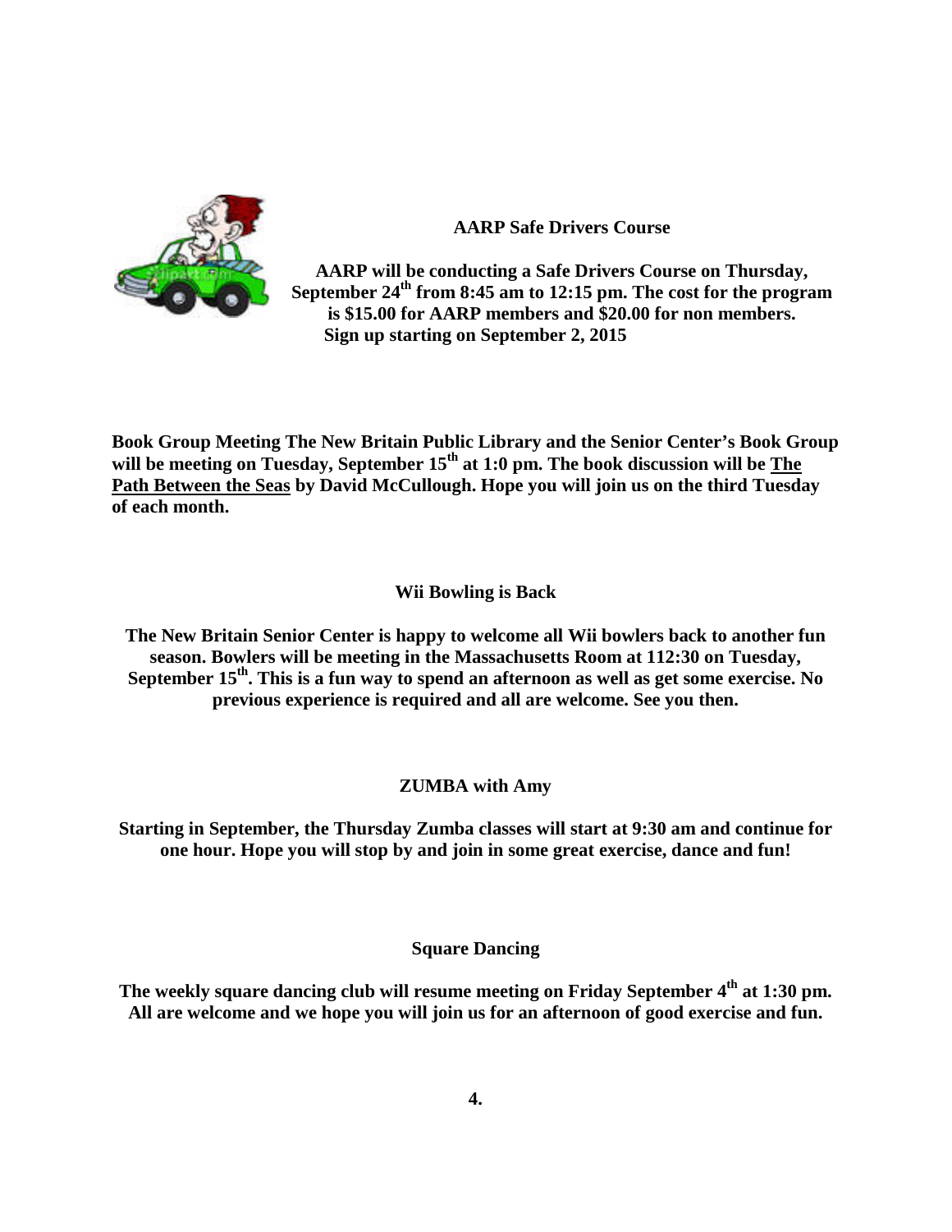## AARP Safe Drivers Course

**AARP will be conducting a Safe Drivers Course on Thursday, September 24th from 8:45 am to 12:15 pm. The cost for the program is $15.00 for AARP members and $20.00 for non members. Sign up starting on September 2, 2015**

**Book Group Meeting The New Britain Public Library and the Senior Center's Book Group will be meeting on Tuesday, September 15th at 1:0 pm. The book discussion will be <u>The Path Between the Seas</u> by David McCullough. Hope you will join us on the third Tuesday of each month.**

## Wii Bowling is Back

**The New Britain Senior Center is happy to welcome all Wii bowlers back to another fun season. Bowlers will be meeting in the Massachusetts Room at 112:30 on Tuesday, September 15th. This is a fun way to spend an afternoon as well as get some exercise. No previous experience is required and all are welcome. See you then.**

## ZUMBA with Amy

**Starting in September, the Thursday Zumba classes will start at 9:30 am and continue for one hour. Hope you will stop by and join in some great exercise, dance and fun!**

## Square Dancing

**The weekly square dancing club will resume meeting on Friday September 4th at 1:30 pm. All are welcome and we hope you will join us for an afternoon of good exercise and fun.**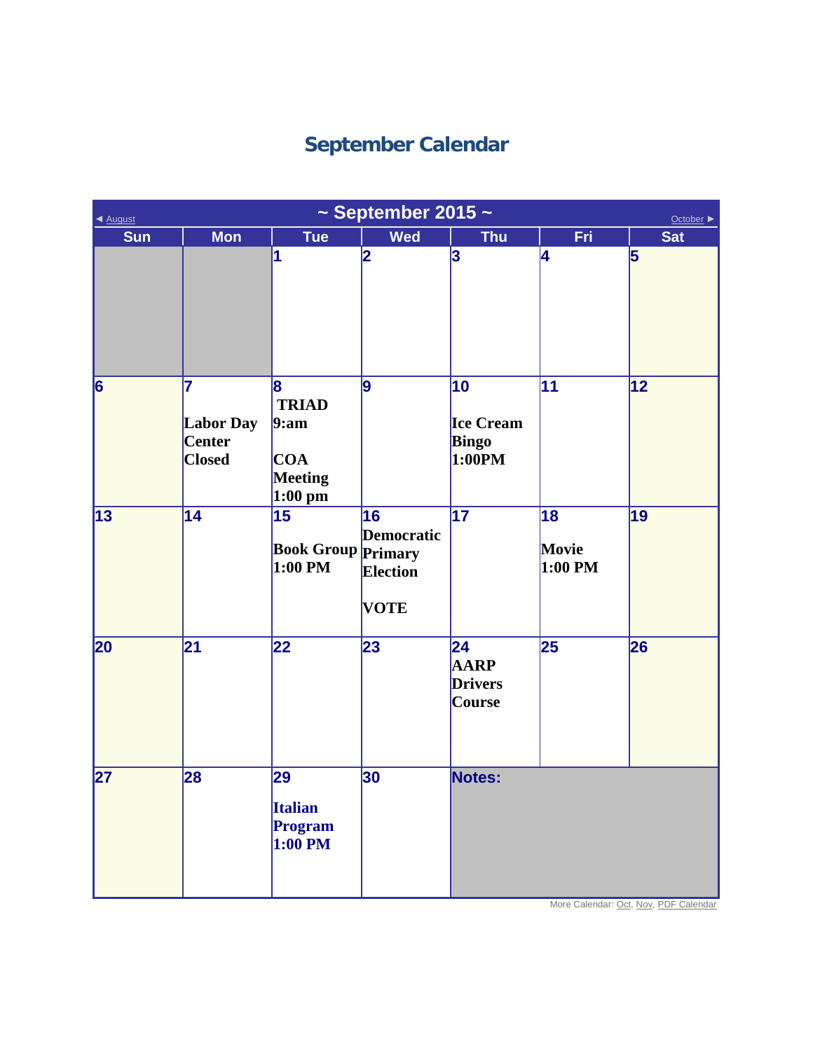# September Calendar

| ◄ August | | | ~ September 2015 ~ | | | October ► |
|---|---|---|---|---|---|---|
| **Sun** | **Mon** | **Tue** | **Wed** | **Thu** | **Fri** | **Sat** |
| | | 1 | 2 | 3 | 4 | 5 |
| 6 | 7<br>**Labor Day Center Closed** | 8<br>**TRIAD 9:am**<br><br>**COA Meeting 1:00 pm** | 9 | 10<br>**Ice Cream Bingo 1:00PM** | 11 | 12 |
| 13 | 14 | 15<br>**Book Group 1:00 PM** | 16<br>**Democratic Primary Election**<br><br>**VOTE** | 17 | 18<br>**Movie 1:00 PM** | 19 |
| 20 | 21 | 22 | 23 | 24<br>**AARP Drivers Course** | 25 | 26 |
| 27 | 28 | 29<br>**Italian Program 1:00 PM** | 30 | **Notes:** | | |

More Calendar: Oct, Nov, PDF Calendar